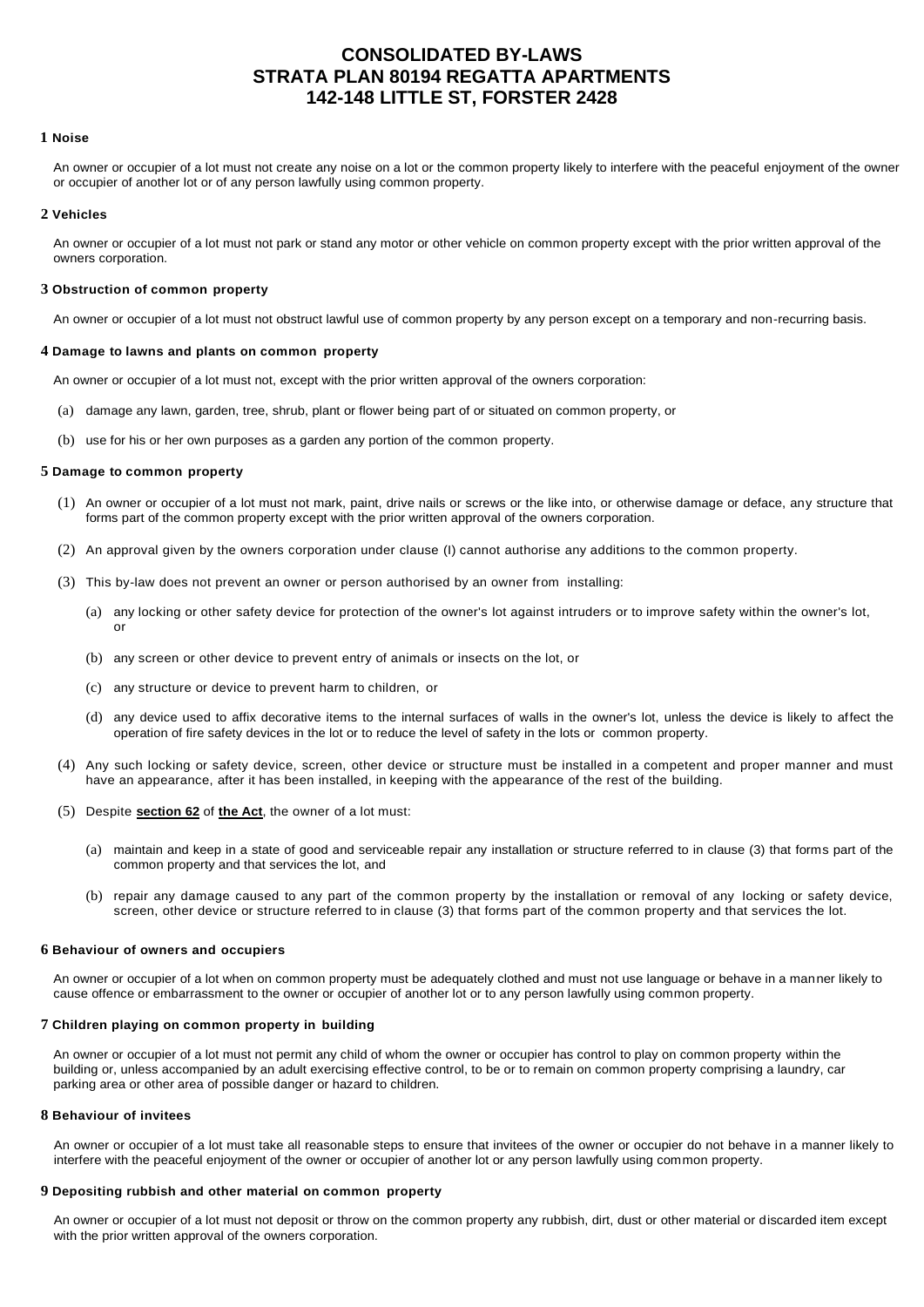# CONSOLIDATED BY-LAWS
# STRATA PLAN 80194 REGATTA APARTMENTS
# 142-148 LITTLE ST, FORSTER 2428

### 1 Noise

An owner or occupier of a lot must not create any noise on a lot or the common property likely to interfere with the peaceful enjoyment of the owner or occupier of another lot or of any person lawfully using common property.

### 2 Vehicles

An owner or occupier of a lot must not park or stand any motor or other vehicle on common property except with the prior written approval of the owners corporation.

### 3 Obstruction of common property

An owner or occupier of a lot must not obstruct lawful use of common property by any person except on a temporary and non-recurring basis.

### 4 Damage to lawns and plants on common property

An owner or occupier of a lot must not, except with the prior written approval of the owners corporation:

(a) damage any lawn, garden, tree, shrub, plant or flower being part of or situated on common property, or

(b) use for his or her own purposes as a garden any portion of the common property.

### 5 Damage to common property

(1) An owner or occupier of a lot must not mark, paint, drive nails or screws or the like into, or otherwise damage or deface, any structure that forms part of the common property except with the prior written approval of the owners corporation.

(2) An approval given by the owners corporation under clause (l) cannot authorise any additions to the common property.

(3) This by-law does not prevent an owner or person authorised by an owner from installing:

(a) any locking or other safety device for protection of the owner's lot against intruders or to improve safety within the owner's lot, or

(b) any screen or other device to prevent entry of animals or insects on the lot, or

(c) any structure or device to prevent harm to children, or

(d) any device used to affix decorative items to the internal surfaces of walls in the owner's lot, unless the device is likely to affect the operation of fire safety devices in the lot or to reduce the level of safety in the lots or common property.

(4) Any such locking or safety device, screen, other device or structure must be installed in a competent and proper manner and must have an appearance, after it has been installed, in keeping with the appearance of the rest of the building.

(5) Despite **section 62** of **the Act**, the owner of a lot must:

(a) maintain and keep in a state of good and serviceable repair any installation or structure referred to in clause (3) that forms part of the common property and that services the lot, and

(b) repair any damage caused to any part of the common property by the installation or removal of any locking or safety device, screen, other device or structure referred to in clause (3) that forms part of the common property and that services the lot.

### 6 Behaviour of owners and occupiers

An owner or occupier of a lot when on common property must be adequately clothed and must not use language or behave in a manner likely to cause offence or embarrassment to the owner or occupier of another lot or to any person lawfully using common property.

### 7 Children playing on common property in building

An owner or occupier of a lot must not permit any child of whom the owner or occupier has control to play on common property within the building or, unless accompanied by an adult exercising effective control, to be or to remain on common property comprising a laundry, car parking area or other area of possible danger or hazard to children.

### 8 Behaviour of invitees

An owner or occupier of a lot must take all reasonable steps to ensure that invitees of the owner or occupier do not behave in a manner likely to interfere with the peaceful enjoyment of the owner or occupier of another lot or any person lawfully using common property.

### 9 Depositing rubbish and other material on common property

An owner or occupier of a lot must not deposit or throw on the common property any rubbish, dirt, dust or other material or discarded item except with the prior written approval of the owners corporation.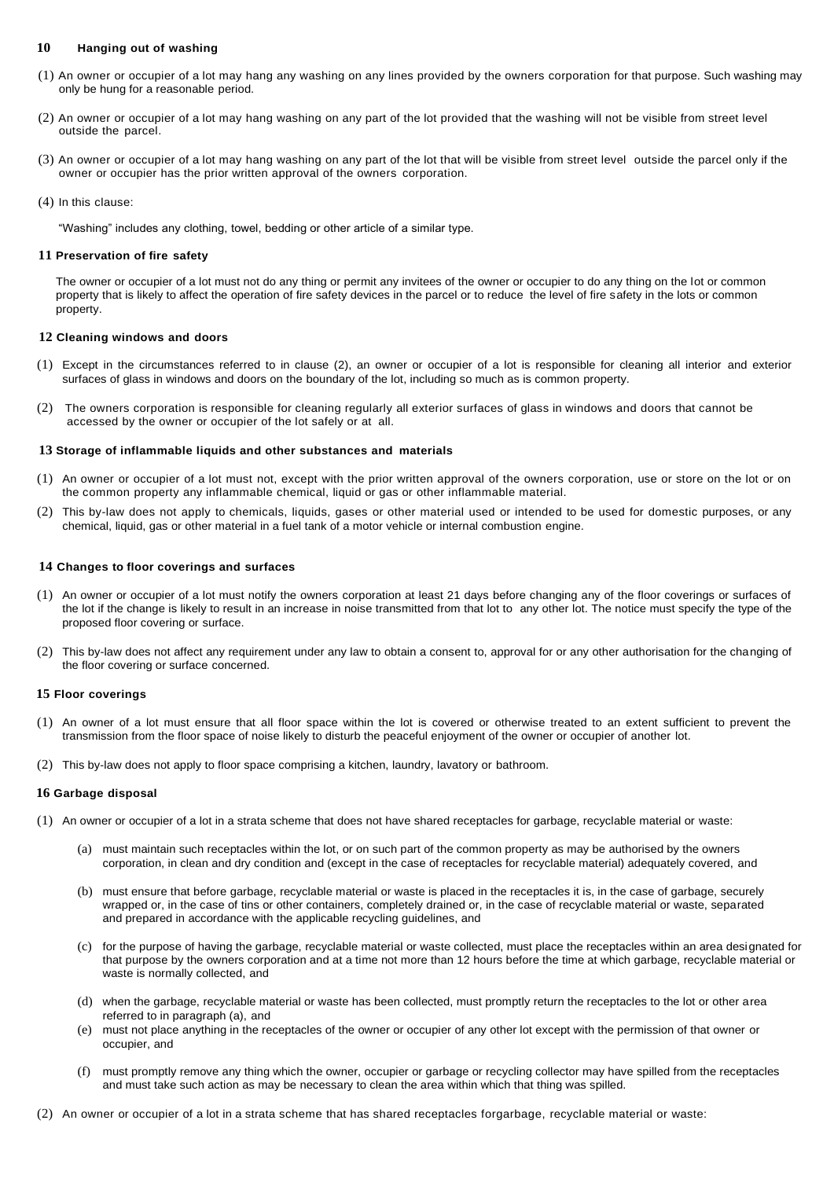## 10 Hanging out of washing

(1) An owner or occupier of a lot may hang any washing on any lines provided by the owners corporation for that purpose. Such washing may only be hung for a reasonable period.

(2) An owner or occupier of a lot may hang washing on any part of the lot provided that the washing will not be visible from street level outside the parcel.

(3) An owner or occupier of a lot may hang washing on any part of the lot that will be visible from street level outside the parcel only if the owner or occupier has the prior written approval of the owners corporation.

(4) In this clause:

"Washing" includes any clothing, towel, bedding or other article of a similar type.

## 11 Preservation of fire safety

The owner or occupier of a lot must not do any thing or permit any invitees of the owner or occupier to do any thing on the lot or common property that is likely to affect the operation of fire safety devices in the parcel or to reduce the level of fire safety in the lots or common property.

## 12 Cleaning windows and doors

(1) Except in the circumstances referred to in clause (2), an owner or occupier of a lot is responsible for cleaning all interior and exterior surfaces of glass in windows and doors on the boundary of the lot, including so much as is common property.

(2) The owners corporation is responsible for cleaning regularly all exterior surfaces of glass in windows and doors that cannot be accessed by the owner or occupier of the lot safely or at all.

## 13 Storage of inflammable liquids and other substances and materials

(1) An owner or occupier of a lot must not, except with the prior written approval of the owners corporation, use or store on the lot or on the common property any inflammable chemical, liquid or gas or other inflammable material.

(2) This by-law does not apply to chemicals, liquids, gases or other material used or intended to be used for domestic purposes, or any chemical, liquid, gas or other material in a fuel tank of a motor vehicle or internal combustion engine.

## 14 Changes to floor coverings and surfaces

(1) An owner or occupier of a lot must notify the owners corporation at least 21 days before changing any of the floor coverings or surfaces of the lot if the change is likely to result in an increase in noise transmitted from that lot to any other lot. The notice must specify the type of the proposed floor covering or surface.

(2) This by-law does not affect any requirement under any law to obtain a consent to, approval for or any other authorisation for the changing of the floor covering or surface concerned.

## 15 Floor coverings

(1) An owner of a lot must ensure that all floor space within the lot is covered or otherwise treated to an extent sufficient to prevent the transmission from the floor space of noise likely to disturb the peaceful enjoyment of the owner or occupier of another lot.

(2) This by-law does not apply to floor space comprising a kitchen, laundry, lavatory or bathroom.

## 16 Garbage disposal

(1) An owner or occupier of a lot in a strata scheme that does not have shared receptacles for garbage, recyclable material or waste:

(a) must maintain such receptacles within the lot, or on such part of the common property as may be authorised by the owners corporation, in clean and dry condition and (except in the case of receptacles for recyclable material) adequately covered, and

(b) must ensure that before garbage, recyclable material or waste is placed in the receptacles it is, in the case of garbage, securely wrapped or, in the case of tins or other containers, completely drained or, in the case of recyclable material or waste, separated and prepared in accordance with the applicable recycling guidelines, and

(c) for the purpose of having the garbage, recyclable material or waste collected, must place the receptacles within an area designated for that purpose by the owners corporation and at a time not more than 12 hours before the time at which garbage, recyclable material or waste is normally collected, and

(d) when the garbage, recyclable material or waste has been collected, must promptly return the receptacles to the lot or other area referred to in paragraph (a), and

(e) must not place anything in the receptacles of the owner or occupier of any other lot except with the permission of that owner or occupier, and

(f) must promptly remove any thing which the owner, occupier or garbage or recycling collector may have spilled from the receptacles and must take such action as may be necessary to clean the area within which that thing was spilled.

(2) An owner or occupier of a lot in a strata scheme that has shared receptacles forgarbage, recyclable material or waste: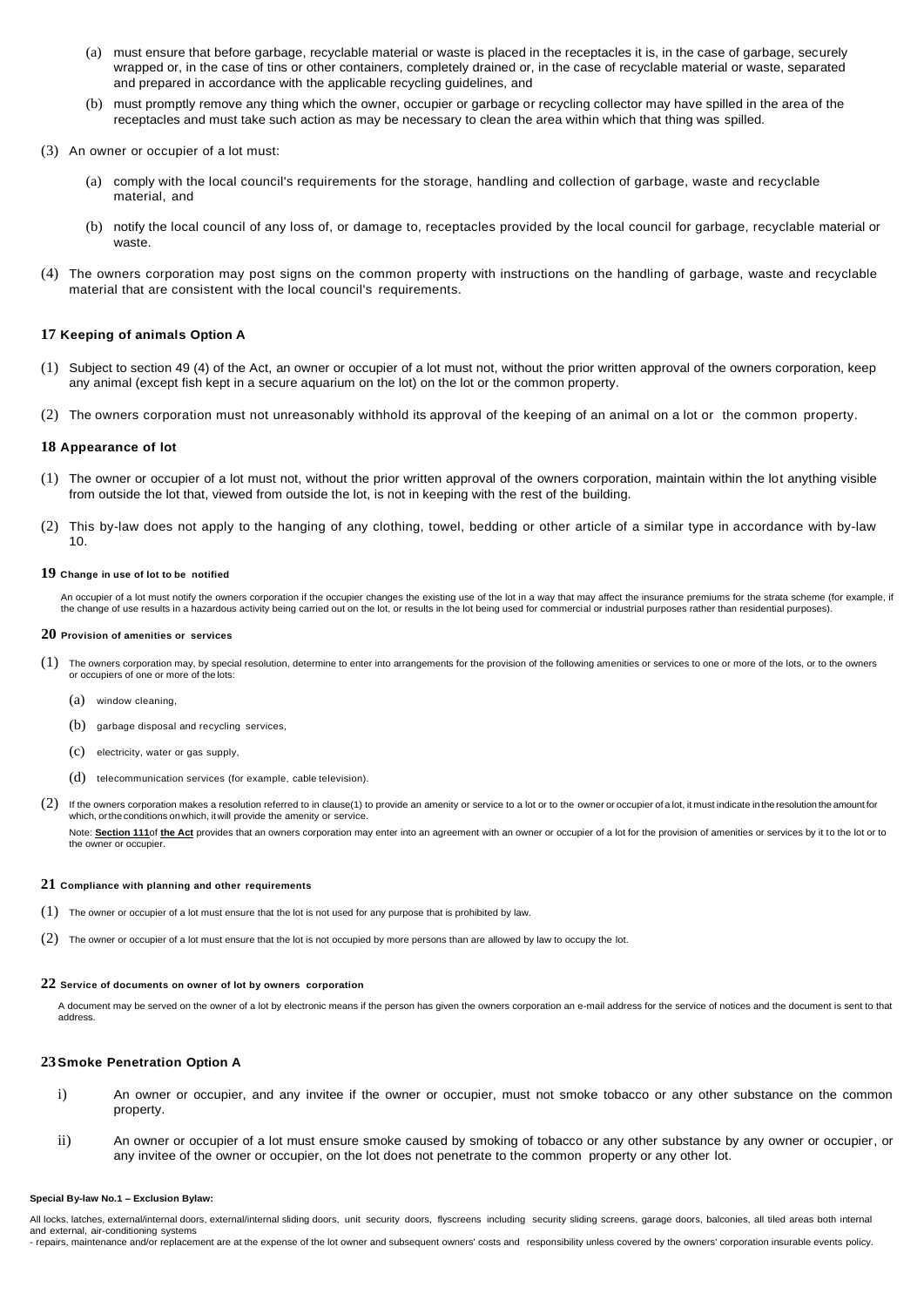(a) must ensure that before garbage, recyclable material or waste is placed in the receptacles it is, in the case of garbage, securely wrapped or, in the case of tins or other containers, completely drained or, in the case of recyclable material or waste, separated and prepared in accordance with the applicable recycling guidelines, and

(b) must promptly remove any thing which the owner, occupier or garbage or recycling collector may have spilled in the area of the receptacles and must take such action as may be necessary to clean the area within which that thing was spilled.

(3) An owner or occupier of a lot must:

(a) comply with the local council's requirements for the storage, handling and collection of garbage, waste and recyclable material, and

(b) notify the local council of any loss of, or damage to, receptacles provided by the local council for garbage, recyclable material or waste.

(4) The owners corporation may post signs on the common property with instructions on the handling of garbage, waste and recyclable material that are consistent with the local council's requirements.

### 17 Keeping of animals Option A

(1) Subject to section 49 (4) of the Act, an owner or occupier of a lot must not, without the prior written approval of the owners corporation, keep any animal (except fish kept in a secure aquarium on the lot) on the lot or the common property.

(2) The owners corporation must not unreasonably withhold its approval of the keeping of an animal on a lot or the common property.

### 18 Appearance of lot

(1) The owner or occupier of a lot must not, without the prior written approval of the owners corporation, maintain within the lot anything visible from outside the lot that, viewed from outside the lot, is not in keeping with the rest of the building.

(2) This by-law does not apply to the hanging of any clothing, towel, bedding or other article of a similar type in accordance with by-law 10.

### 19 Change in use of lot to be notified

An occupier of a lot must notify the owners corporation if the occupier changes the existing use of the lot in a way that may affect the insurance premiums for the strata scheme (for example, if the change of use results in a hazardous activity being carried out on the lot, or results in the lot being used for commercial or industrial purposes rather than residential purposes).

### 20 Provision of amenities or services

(1) The owners corporation may, by special resolution, determine to enter into arrangements for the provision of the following amenities or services to one or more of the lots, or to the owners or occupiers of one or more of the lots:

(a) window cleaning,

(b) garbage disposal and recycling services,

(c) electricity, water or gas supply,

(d) telecommunication services (for example, cable television).

(2) If the owners corporation makes a resolution referred to in clause(1) to provide an amenity or service to a lot or to the owner or occupier of a lot, it must indicate in the resolution the amount for which, or the conditions on which, it will provide the amenity or service.

Note: **Section 111** of **the Act** provides that an owners corporation may enter into an agreement with an owner or occupier of a lot for the provision of amenities or services by it to the lot or to the owner or occupier.

### 21 Compliance with planning and other requirements

(1) The owner or occupier of a lot must ensure that the lot is not used for any purpose that is prohibited by law.

(2) The owner or occupier of a lot must ensure that the lot is not occupied by more persons than are allowed by law to occupy the lot.

### 22 Service of documents on owner of lot by owners corporation

A document may be served on the owner of a lot by electronic means if the person has given the owners corporation an e-mail address for the service of notices and the document is sent to that address.

### 23 Smoke Penetration Option A

i) An owner or occupier, and any invitee if the owner or occupier, must not smoke tobacco or any other substance on the common property.

ii) An owner or occupier of a lot must ensure smoke caused by smoking of tobacco or any other substance by any owner or occupier, or any invitee of the owner or occupier, on the lot does not penetrate to the common property or any other lot.

**Special By-law No.1 – Exclusion Bylaw:**

All locks, latches, external/internal doors, external/internal sliding doors, unit security doors, flyscreens including security sliding screens, garage doors, balconies, all tiled areas both internal and external, air-conditioning systems
- repairs, maintenance and/or replacement are at the expense of the lot owner and subsequent owners' costs and responsibility unless covered by the owners' corporation insurable events policy.